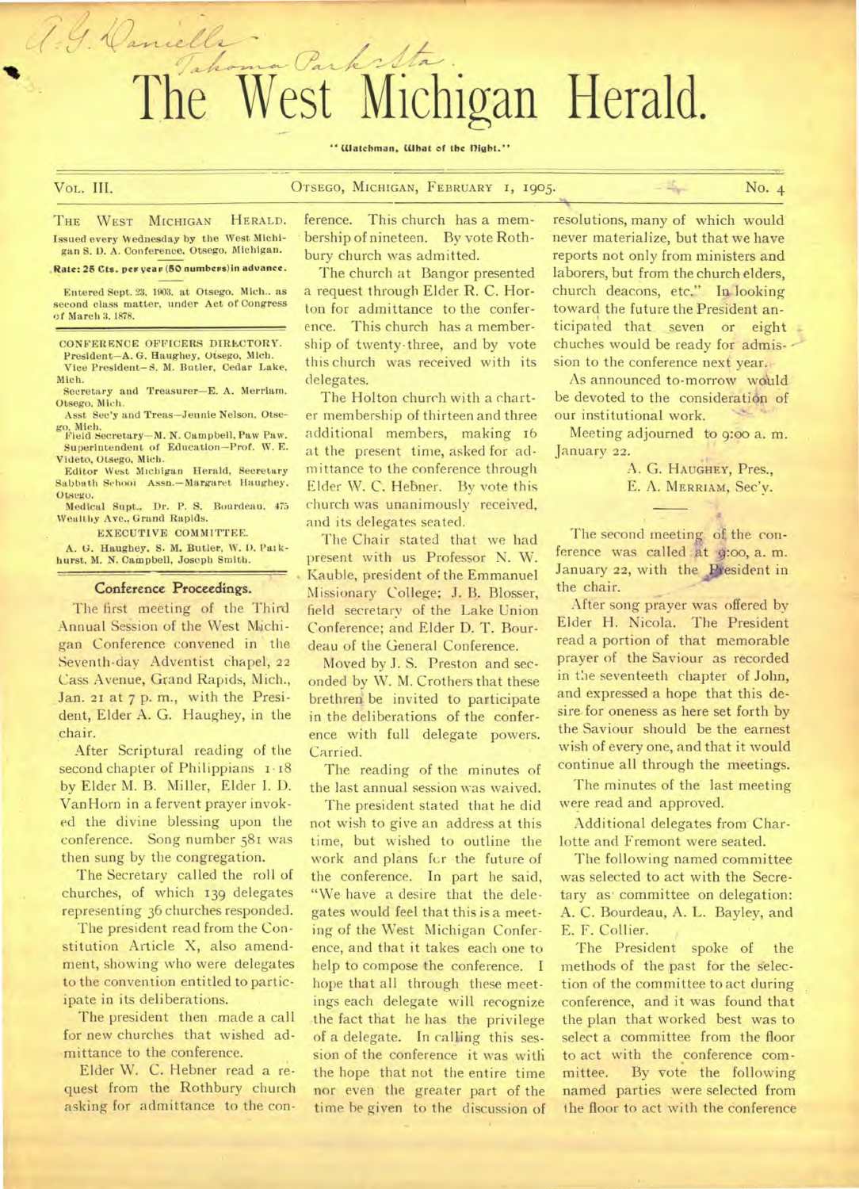A. G. Daniells
Takoma Park Sta.

# The West Michigan Herald.

"Watchman, What of the Night."

VOL. III. OTSEGO, MICHIGAN, FEBRUARY 1, 1905. No. 4

THE WEST MICHIGAN HERALD.
Issued every Wednesday by the West Michigan S. D. A. Conference, Otsego, Michigan.
**Rate: 25 Cts. per year (50 numbers) in advance.**

Entered Sept. 23, 1903, at Otsego, Mich., as second class matter, under Act of Congress of March 3, 1878.

CONFERENCE OFFICERS DIRECTORY.
President—A. G. Haughey, Otsego, Mich.
Vice President—S. M. Butler, Cedar Lake, Mich.
Secretary and Treasurer—E. A. Merriam, Otsego, Mich.
Asst Sec'y and Treas—Jennie Nelson, Otsego, Mich.
Field Secretary—M. N. Campbell, Paw Paw.
Superintendent of Education—Prof. W. E. Videto, Otsego, Mich.
Editor West Michigan Herald, Secretary Sabbath School Assn.—Margaret Haughey, Otsego.
Medical Supt., Dr. P. S. Bourdeau, 475 Wealthy Ave., Grand Rapids.

EXECUTIVE COMMITTEE.
A. G. Haughey, S. M. Butler, W. D. Parkhurst, M. N. Campbell, Joseph Smith.

## Conference Proceedings.

The first meeting of the Third Annual Session of the West Michigan Conference convened in the Seventh-day Adventist chapel, 22 Cass Avenue, Grand Rapids, Mich., Jan. 21 at 7 p. m., with the President, Elder A. G. Haughey, in the chair.

After Scriptural reading of the second chapter of Philippians 1-18 by Elder M. B. Miller, Elder I. D. VanHorn in a fervent prayer invoked the divine blessing upon the conference. Song number 581 was then sung by the congregation.

The Secretary called the roll of churches, of which 139 delegates representing 36 churches responded.

The president read from the Constitution Article X, also amendment, showing who were delegates to the convention entitled to participate in its deliberations.

The president then made a call for new churches that wished admittance to the conference.

Elder W. C. Hebner read a request from the Rothbury church asking for admittance to the conference. This church has a membership of nineteen. By vote Rothbury church was admitted.

The church at Bangor presented a request through Elder R. C. Horton for admittance to the conference. This church has a membership of twenty-three, and by vote this church was received with its delegates.

The Holton church with a charter membership of thirteen and three additional members, making 16 at the present time, asked for admittance to the conference through Elder W. C. Hebner. By vote this church was unanimously received, and its delegates seated.

The Chair stated that we had present with us Professor N. W. Kauble, president of the Emmanuel Missionary College; J. B. Blosser, field secretary of the Lake Union Conference; and Elder D. T. Bourdeau of the General Conference.

Moved by J. S. Preston and seconded by W. M. Crothers that these brethren be invited to participate in the deliberations of the conference with full delegate powers. Carried.

The reading of the minutes of the last annual session was waived.

The president stated that he did not wish to give an address at this time, but wished to outline the work and plans for the future of the conference. In part he said, "We have a desire that the delegates would feel that this is a meeting of the West Michigan Conference, and that it takes each one to help to compose the conference. I hope that all through these meetings each delegate will recognize the fact that he has the privilege of a delegate. In calling this session of the conference it was with the hope that not the entire time nor even the greater part of the time be given to the discussion of resolutions, many of which would never materialize, but that we have reports not only from ministers and laborers, but from the church elders, church deacons, etc." In looking toward the future the President anticipated that seven or eight chuches would be ready for admission to the conference next year.

As announced to-morrow would be devoted to the consideration of our institutional work.

Meeting adjourned to 9:00 a. m. January 22.

A. G. HAUGHEY, Pres.,
E. A. MERRIAM, Sec'y.

---

The second meeting of the conference was called at 9:00, a. m. January 22, with the President in the chair.

After song prayer was offered by Elder H. Nicola. The President read a portion of that memorable prayer of the Saviour as recorded in the seventeeth chapter of John, and expressed a hope that this desire for oneness as here set forth by the Saviour should be the earnest wish of every one, and that it would continue all through the meetings.

The minutes of the last meeting were read and approved.

Additional delegates from Charlotte and Fremont were seated.

The following named committee was selected to act with the Secretary as committee on delegation: A. C. Bourdeau, A. L. Bayley, and E. F. Collier.

The President spoke of the methods of the past for the selection of the committee to act during conference, and it was found that the plan that worked best was to select a committee from the floor to act with the conference committee. By vote the following named parties were selected from the floor to act with the conference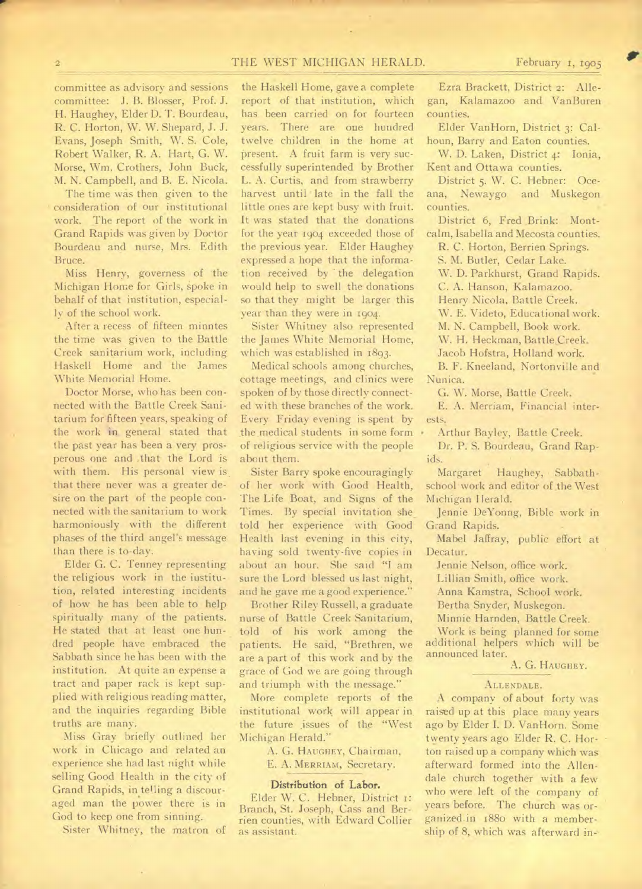committee as advisory and sessions committee: J. B. Blosser, Prof. J. H. Haughey, Elder D. T. Bourdeau, R. C. Horton, W. W. Shepard, J. J. Evans, Joseph Smith, W. S. Cole, Robert Walker, R. A. Hart, G. W. Morse, Wm. Crothers, John Buck, M. N. Campbell, and B. E. Nicola.

The time was then given to the consideration of our institutional work. The report of the work in Grand Rapids was given by Doctor Bourdeau and nurse, Mrs. Edith Bruce.

Miss Henry, governess of the Michigan Home for Girls, spoke in behalf of that institution, especially of the school work.

After a recess of fifteen minntes the time was given to the Battle Creek sanitarium work, including Haskell Home and the James White Memorial Home.

Doctor Morse, who has been connected with the Battle Creek Sanitarium for fifteen years, speaking of the work in general stated that the past year has been a very prosperous one and that the Lord is with them. His personal view is that there never was a greater desire on the part of the people connected with the sanitarium to work harmoniously with the different phases of the third angel's message than there is to-day.

Elder G. C. Tenney representing the religious work in the iustitution, related interesting incidents of how he has been able to help spiritually many of the patients. He stated that at least one hundred people have embraced the Sabbath since he has been with the institution. At quite an expense a tract and paper rack is kept supplied with religious reading matter, and the inquiries regarding Bible truths are many.

Miss Gray briefly outlined her work in Chicago and related an experience she had last night while selling Good Health in the city of Grand Rapids, in telling a discouraged man the power there is in God to keep one from sinning.

Sister Whitney, the matron of the Haskell Home, gave a complete report of that institution, which has been carried on for fourteen years. There are one hundred twelve children in the home at present. A fruit farm is very successfully superintended by Brother L. A. Curtis, and from strawberry harvest until late in the fall the little ones are kept busy with fruit. It was stated that the donations for the year 1904 exceeded those of the previous year. Elder Haughey expressed a hope that the information received by the delegation would help to swell the donations so that they might be larger this year than they were in 1904.

Sister Whitney also represented the James White Memorial Home, which was established in 1893.

Medical schools among churches, cottage meetings, and clinics were spoken of by those directly connected with these branches of the work. Every Friday evening is spent by the medical students in some form of religious service with the people about them.

Sister Barry spoke encouragingly of her work with Good Health, The Life Boat, and Signs of the Times. By special invitation she told her experience with Good Health last evening in this city, having sold twenty-five copies in about an hour. She said "I am sure the Lord blessed us last night, and he gave me a good experience."

Brother Riley Russell, a graduate nurse of Battle Creek Sanitarium, told of his work among the patients. He said, "Brethren, we are a part of this work and by the grace of God we are going through and triumph with the message."

More complete reports of the institutional work will appear in the future issues of the "West Michigan Herald."

A. G. HAUGHEY, Chairman,
E. A. MERRIAM, Secretary.

### Distribution of Labor.

Elder W. C. Hebner, District 1: Branch, St. Joseph, Cass and Berrien counties, with Edward Collier as assistant.

Ezra Brackett, District 2: Allegan, Kalamazoo and VanBuren counties.

Elder VanHorn, District 3: Calhoun, Barry and Eaton counties.

W. D. Laken, District 4: Ionia, Kent and Ottawa counties.

District 5, W. C. Hebner: Oceana, Newaygo and Muskegon counties.

District 6, Fred Brink: Montcalm, Isabella and Mecosta counties.

R. C. Horton, Berrien Springs.

S. M. Butler, Cedar Lake.

W. D. Parkhurst, Grand Rapids.

C. A. Hanson, Kalamazoo.

Henry Nicola, Battle Creek.

W. E. Videto, Educational work.

M. N. Campbell, Book work.

W. H. Heckman, Battle Creek.

Jacob Hofstra, Holland work.

B. F. Kneeland, Nortonville and Nunica.

G. W. Morse, Battle Creek.

E. A. Merriam, Financial interests.

Arthur Bayley, Battle Creek.

Dr. P. S. Bourdeau, Grand Rapids.

Margaret Haughey, Sabbath-school work and editor of the West Michigan Herald.

Jennie DeYonng, Bible work in Grand Rapids.

Mabel Jaffray, public effort at Decatur.

Jennie Nelson, office work.

Lillian Smith, office work.

Anna Kamstra, School work.

Bertha Snyder, Muskegon.

Minnie Harnden, Battle Creek.

Work is being planned for some additional helpers which will be announced later.

A. G. HAUGHEY.

### ALLENDALE.

A company of about forty was raised up at this place many years ago by Elder I. D. VanHorn. Some twenty years ago Elder R. C. Horton raised up a company which was afterward formed into the Allendale church together with a few who were left of the company of years before. The church was organized in 1880 with a membership of 8, which was afterward in-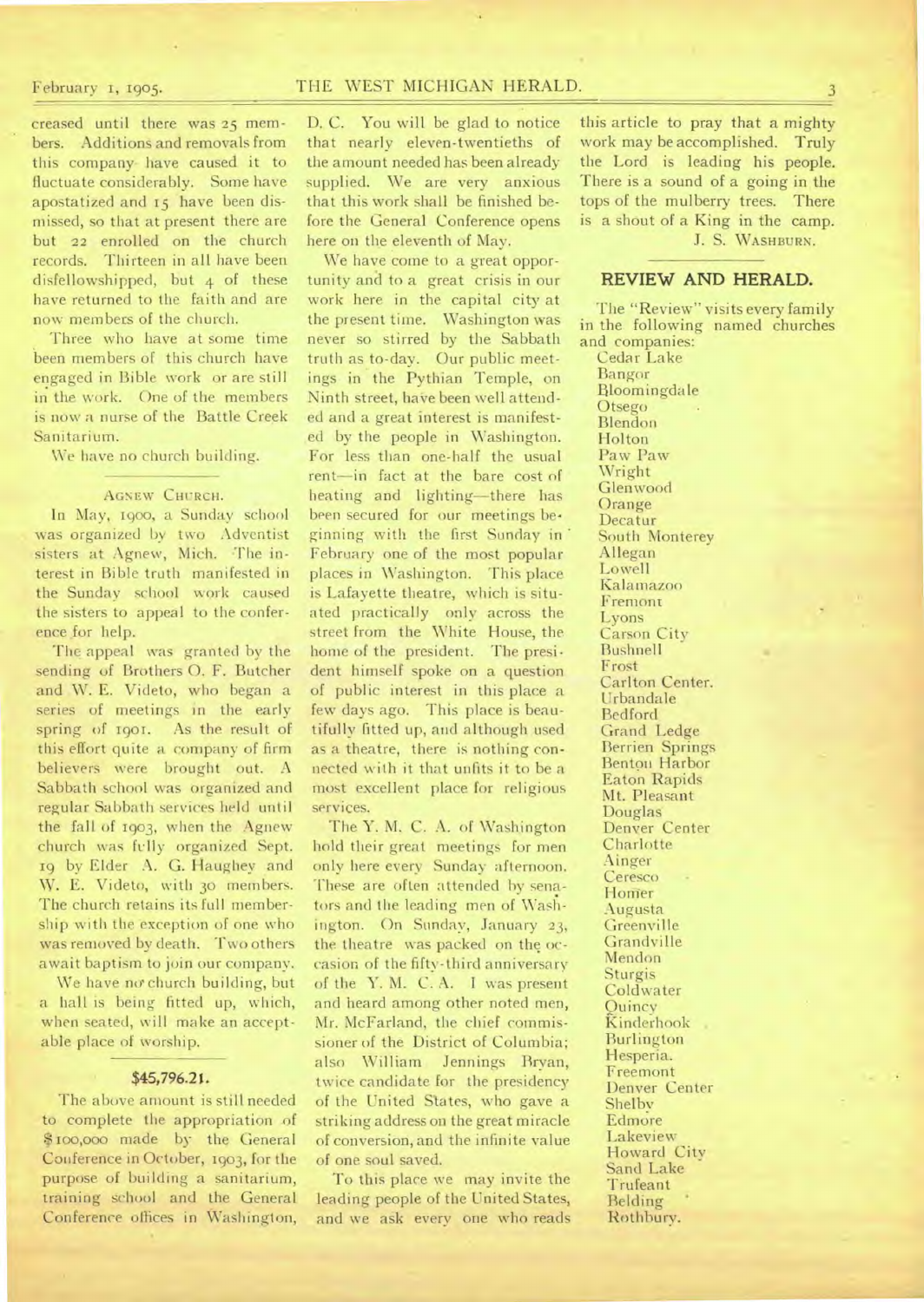creased until there was 25 members. Additions and removals from this company have caused it to fluctuate considerably. Some have apostatized and 15 have been dismissed, so that at present there are but 22 enrolled on the church records. Thirteen in all have been disfellowshipped, but 4 of these have returned to the faith and are now members of the church.

Three who have at some time been members of this church have engaged in Bible work or are still in the work. One of the members is now a nurse of the Battle Creek Sanitarium.

We have no church building.

### AGNEW CHURCH.

In May, 1900, a Sunday school was organized by two Adventist sisters at Agnew, Mich. The interest in Bible truth manifested in the Sunday school work caused the sisters to appeal to the conference for help.

The appeal was granted by the sending of Brothers O. F. Butcher and W. E. Videto, who began a series of meetings in the early spring of 1901. As the result of this effort quite a company of firm believers were brought out. A Sabbath school was organized and regular Sabbath services held until the fall of 1903, when the Agnew church was fully organized Sept. 19 by Elder A. G. Haughey and W. E. Videto, with 30 members. The church retains its full membership with the exception of one who was removed by death. Two others await baptism to join our company.

We have no church building, but a hall is being fitted up, which, when seated, will make an acceptable place of worship.

## $45,796.21.

The above amount is still needed to complete the appropriation of $100,000 made by the General Conference in October, 1903, for the purpose of building a sanitarium, training school and the General Conference offices in Washington, D. C. You will be glad to notice that nearly eleven-twentieths of the amount needed has been already supplied. We are very anxious that this work shall be finished before the General Conference opens here on the eleventh of May.

We have come to a great opportunity and to a great crisis in our work here in the capital city at the present time. Washington was never so stirred by the Sabbath truth as to-day. Our public meetings in the Pythian Temple, on Ninth street, have been well attended and a great interest is manifested by the people in Washington. For less than one-half the usual rent—in fact at the bare cost of heating and lighting—there has been secured for our meetings beginning with the first Sunday in February one of the most popular places in Washington. This place is Lafayette theatre, which is situated practically only across the street from the White House, the home of the president. The president himself spoke on a question of public interest in this place a few days ago. This place is beautifully fitted up, and although used as a theatre, there is nothing connected with it that unfits it to be a most excellent place for religious services.

The Y. M. C. A. of Washington hold their great meetings for men only here every Sunday afternoon. These are often attended by senators and the leading men of Washington. On Sunday, January 23, the theatre was packed on the occasion of the fifty-third anniversary of the Y. M. C. A. I was present and heard among other noted men, Mr. McFarland, the chief commissioner of the District of Columbia; also William Jennings Bryan, twice candidate for the presidency of the United States, who gave a striking address on the great miracle of conversion, and the infinite value of one soul saved.

To this place we may invite the leading people of the United States, and we ask every one who reads this article to pray that a mighty work may be accomplished. Truly the Lord is leading his people. There is a sound of a going in the tops of the mulberry trees. There is a shout of a King in the camp.

J. S. WASHBURN.

## REVIEW AND HERALD.

The "Review" visits every family in the following named churches and companies:

Cedar Lake
Bangor
Bloomingdale
Otsego
Blendon
Holton
Paw Paw
Wright
Glenwood
Orange
Decatur
South Monterey
Allegan
Lowell
Kalamazoo
Fremont
Lyons
Carson City
Bushnell
Frost
Carlton Center.
Urbandale
Bedford
Grand Ledge
Berrien Springs
Benton Harbor
Eaton Rapids
Mt. Pleasant
Douglas
Denver Center
Charlotte
Ainger
Ceresco
Homer
Augusta
Greenville
Grandville
Mendon
Sturgis
Coldwater
Quincy
Kinderhook
Burlington
Hesperia.
Freemont
Denver Center
Shelby
Edmore
Lakeview
Howard City
Sand Lake
Trufeant
Belding
Rothbury.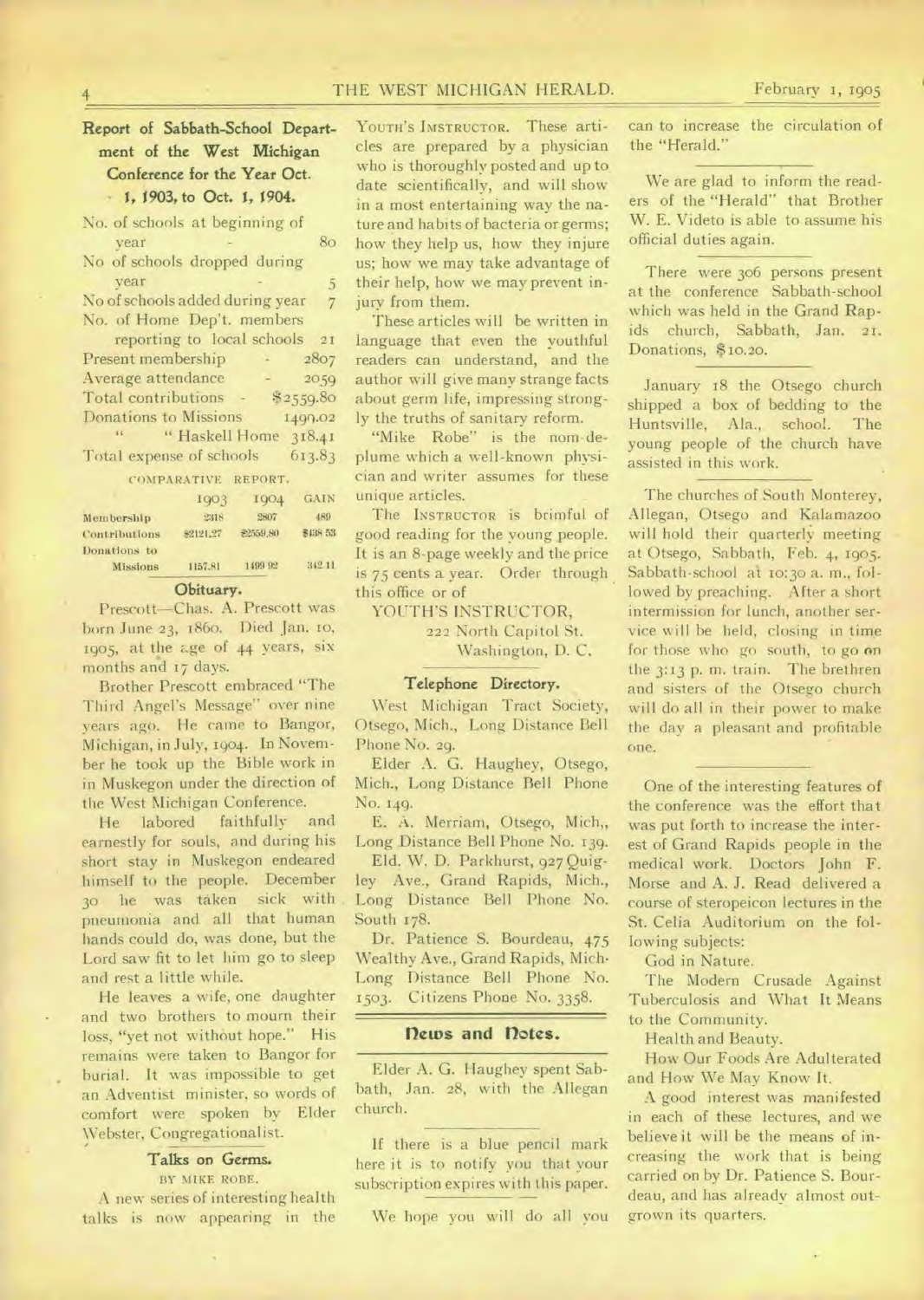### Report of Sabbath-School Department of the West Michigan Conference for the Year Oct. 1, 1903, to Oct. 1, 1904.

| | |
|---|---|
| No. of schools at beginning of year | 80 |
| No of schools dropped during year | 5 |
| No of schools added during year | 7 |
| No. of Home Dep't. members reporting to local schools | 21 |
| Present membership | 2807 |
| Average attendance | 2059 |
| Total contributions | $2559.80 |
| Donations to Missions | 1499.02 |
| " " Haskell Home | 318.41 |
| Total expense of schools | 613.83 |

COMPARATIVE REPORT.

| | 1903 | 1904 | GAIN |
|---|---|---|---|
| Membership | 2318 | 2807 | 489 |
| Contributions | $2121.27 | $2559.80 | $438 53 |
| Donations to Missions | 1157.81 | 1499 92 | 342 11 |

### Obituary.

Prescott—Chas. A. Prescott was born June 23, 1860. Died Jan. 10, 1905, at the age of 44 years, six months and 17 days.

Brother Prescott embraced "The Third Angel's Message" over nine years ago. He came to Bangor, Michigan, in July, 1904. In November he took up the Bible work in in Muskegon under the direction of the West Michigan Conference.

He labored faithfully and earnestly for souls, and during his short stay in Muskegon endeared himself to the people. December 30 he was taken sick with pneumonia and all that human hands could do, was done, but the Lord saw fit to let him go to sleep and rest a little while.

He leaves a wife, one daughter and two brothers to mourn their loss, "yet not without hope." His remains were taken to Bangor for burial. It was impossible to get an Adventist minister, so words of comfort were spoken by Elder Webster, Congregationalist.

### Talks on Germs.

BY MIKE ROBE.

A new series of interesting health talks is now appearing in the YOUTH'S INSTRUCTOR. These articles are prepared by a physician who is thoroughly posted and up to date scientifically, and will show in a most entertaining way the nature and habits of bacteria or germs; how they help us, how they injure us; how we may take advantage of their help, how we may prevent injury from them.

These articles will be written in language that even the youthful readers can understand, and the author will give many strange facts about germ life, impressing strongly the truths of sanitary reform.

"Mike Robe" is the nom-de-plume which a well-known physician and writer assumes for these unique articles.

The INSTRUCTOR is brimful of good reading for the young people. It is an 8-page weekly and the price is 75 cents a year. Order through this office or of

YOUTH'S INSTRUCTOR,
222 North Capitol St.
Washington, D. C.

### Telephone Directory.

West Michigan Tract Society, Otsego, Mich., Long Distance Bell Phone No. 29.

Elder A. G. Haughey, Otsego, Mich., Long Distance Bell Phone No. 149.

E. A. Merriam, Otsego, Mich,, Long Distance Bell Phone No. 139.

Eld. W. D. Parkhurst, 927 Quigley Ave., Grand Rapids, Mich., Long Distance Bell Phone No. South 178.

Dr. Patience S. Bourdeau, 475 Wealthy Ave., Grand Rapids, Mich. Long Distance Bell Phone No. 1503. Citizens Phone No. 3358.

### News and Notes.

Elder A. G. Haughey spent Sabbath, Jan. 28, with the Allegan church.

If there is a blue pencil mark here it is to notify you that your subscription expires with this paper.

We hope you will do all you can to increase the circulation of the "Herald."

We are glad to inform the readers of the "Herald" that Brother W. E. Videto is able to assume his official duties again.

There were 306 persons present at the conference Sabbath-school which was held in the Grand Rapids church, Sabbath, Jan. 21. Donations, $10.20.

January 18 the Otsego church shipped a box of bedding to the Huntsville, Ala., school. The young people of the church have assisted in this work.

The churches of South Monterey, Allegan, Otsego and Kalamazoo will hold their quarterly meeting at Otsego, Sabbath, Feb. 4, 1905. Sabbath-school at 10:30 a. m., followed by preaching. After a short intermission for lunch, another service will be held, closing in time for those who go south, to go on the 3:13 p. m. train. The brethren and sisters of the Otsego church will do all in their power to make the day a pleasant and profitable one.

One of the interesting features of the conference was the effort that was put forth to increase the interest of Grand Rapids people in the medical work. Doctors John F. Morse and A. J. Read delivered a course of steropeicon lectures in the St. Celia Auditorium on the following subjects:

God in Nature.

The Modern Crusade Against Tuberculosis and What It Means to the Community.

Health and Beauty.

How Our Foods Are Adulterated and How We May Know It.

A good interest was manifested in each of these lectures, and we believe it will be the means of increasing the work that is being carried on by Dr. Patience S. Bourdeau, and has already almost outgrown its quarters.